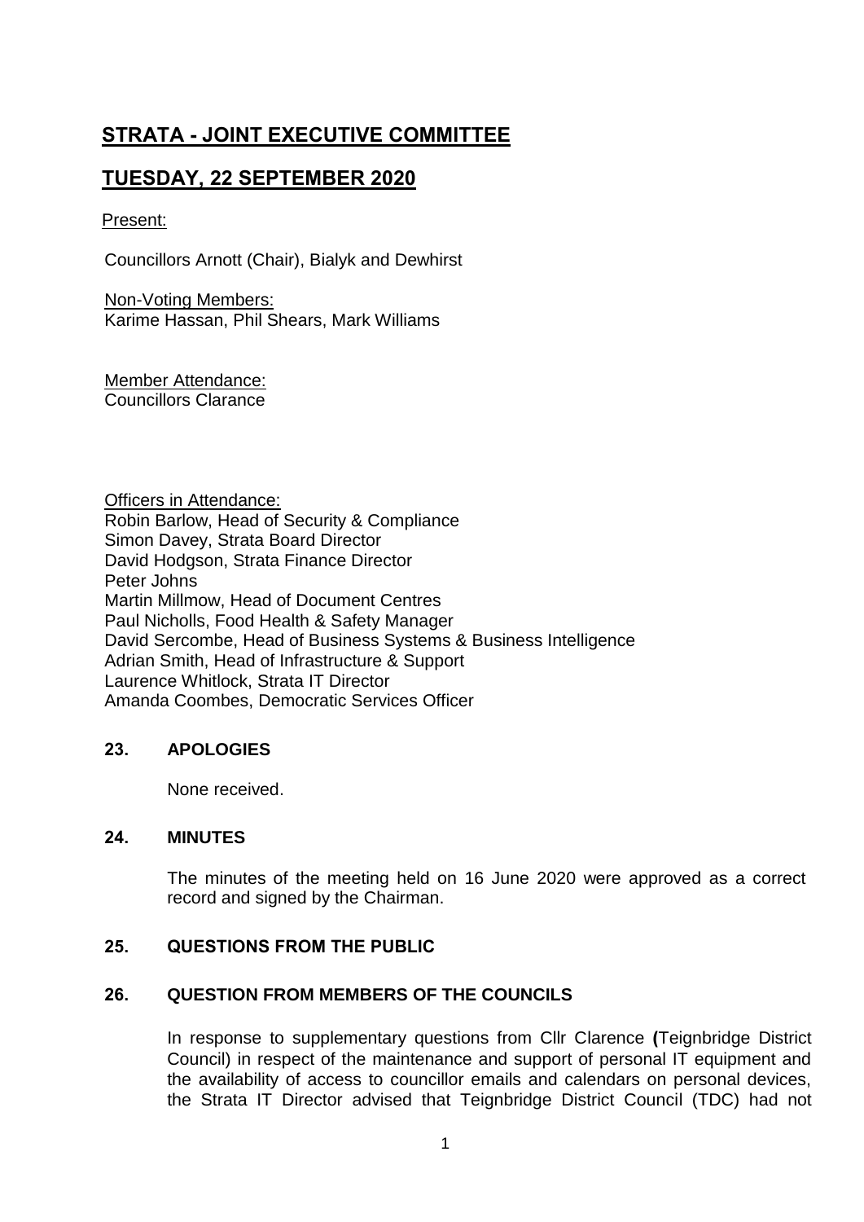# STRATA - JOINT EXECUTIVE COMMITTEE

## TUESDAY, 22 SEPTEMBER 2020

Present:

Councillors Arnott (Chair), Bialyk and Dewhirst

Non-Voting Members:
Karime Hassan, Phil Shears, Mark Williams

Member Attendance:
Councillors Clarance

Officers in Attendance:
Robin Barlow, Head of Security & Compliance
Simon Davey, Strata Board Director
David Hodgson, Strata Finance Director
Peter Johns
Martin Millmow, Head of Document Centres
Paul Nicholls, Food Health & Safety Manager
David Sercombe, Head of Business Systems & Business Intelligence
Adrian Smith, Head of Infrastructure & Support
Laurence Whitlock, Strata IT Director
Amanda Coombes, Democratic Services Officer

### 23. APOLOGIES

None received.

### 24. MINUTES

The minutes of the meeting held on 16 June 2020 were approved as a correct record and signed by the Chairman.

### 25. QUESTIONS FROM THE PUBLIC

### 26. QUESTION FROM MEMBERS OF THE COUNCILS

In response to supplementary questions from Cllr Clarance (Teignbridge District Council) in respect of the maintenance and support of personal IT equipment and the availability of access to councillor emails and calendars on personal devices, the Strata IT Director advised that Teignbridge District Council (TDC) had not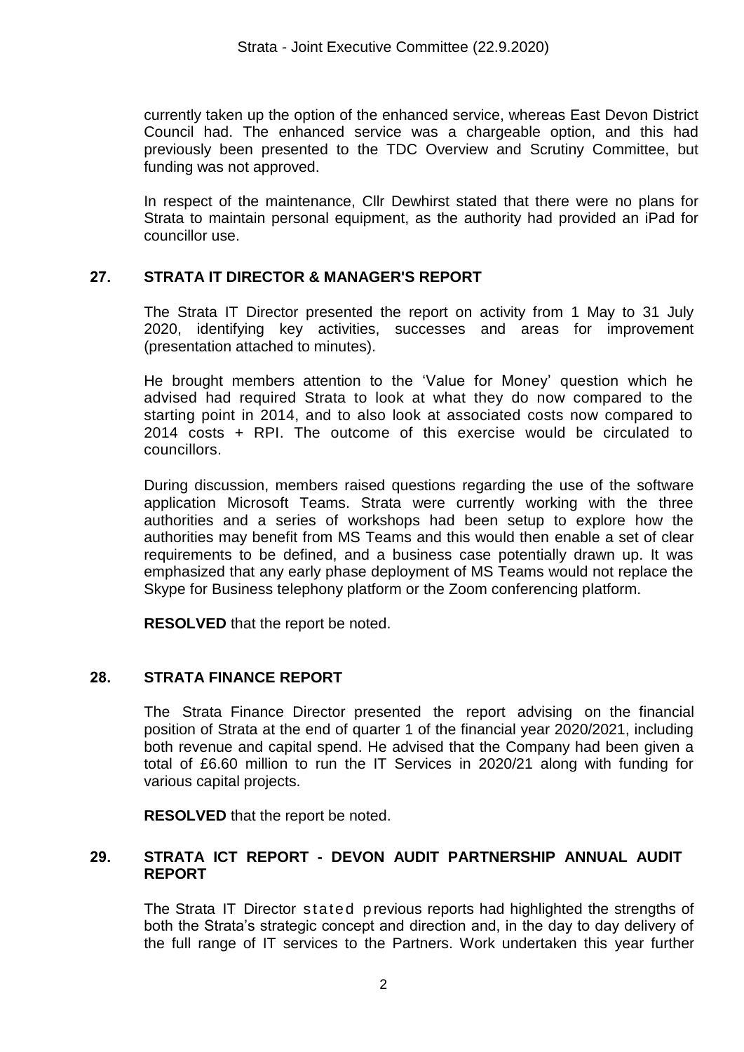currently taken up the option of the enhanced service, whereas East Devon District Council had. The enhanced service was a chargeable option, and this had previously been presented to the TDC Overview and Scrutiny Committee, but funding was not approved.

In respect of the maintenance, Cllr Dewhirst stated that there were no plans for Strata to maintain personal equipment, as the authority had provided an iPad for councillor use.

## 27. STRATA IT DIRECTOR & MANAGER'S REPORT

The Strata IT Director presented the report on activity from 1 May to 31 July 2020, identifying key activities, successes and areas for improvement (presentation attached to minutes).

He brought members attention to the 'Value for Money' question which he advised had required Strata to look at what they do now compared to the starting point in 2014, and to also look at associated costs now compared to 2014 costs + RPI. The outcome of this exercise would be circulated to councillors.

During discussion, members raised questions regarding the use of the software application Microsoft Teams. Strata were currently working with the three authorities and a series of workshops had been setup to explore how the authorities may benefit from MS Teams and this would then enable a set of clear requirements to be defined, and a business case potentially drawn up. It was emphasized that any early phase deployment of MS Teams would not replace the Skype for Business telephony platform or the Zoom conferencing platform.

**RESOLVED** that the report be noted.

## 28. STRATA FINANCE REPORT

The Strata Finance Director presented the report advising on the financial position of Strata at the end of quarter 1 of the financial year 2020/2021, including both revenue and capital spend. He advised that the Company had been given a total of £6.60 million to run the IT Services in 2020/21 along with funding for various capital projects.

**RESOLVED** that the report be noted.

## 29. STRATA ICT REPORT - DEVON AUDIT PARTNERSHIP ANNUAL AUDIT REPORT

The Strata IT Director stated previous reports had highlighted the strengths of both the Strata's strategic concept and direction and, in the day to day delivery of the full range of IT services to the Partners. Work undertaken this year further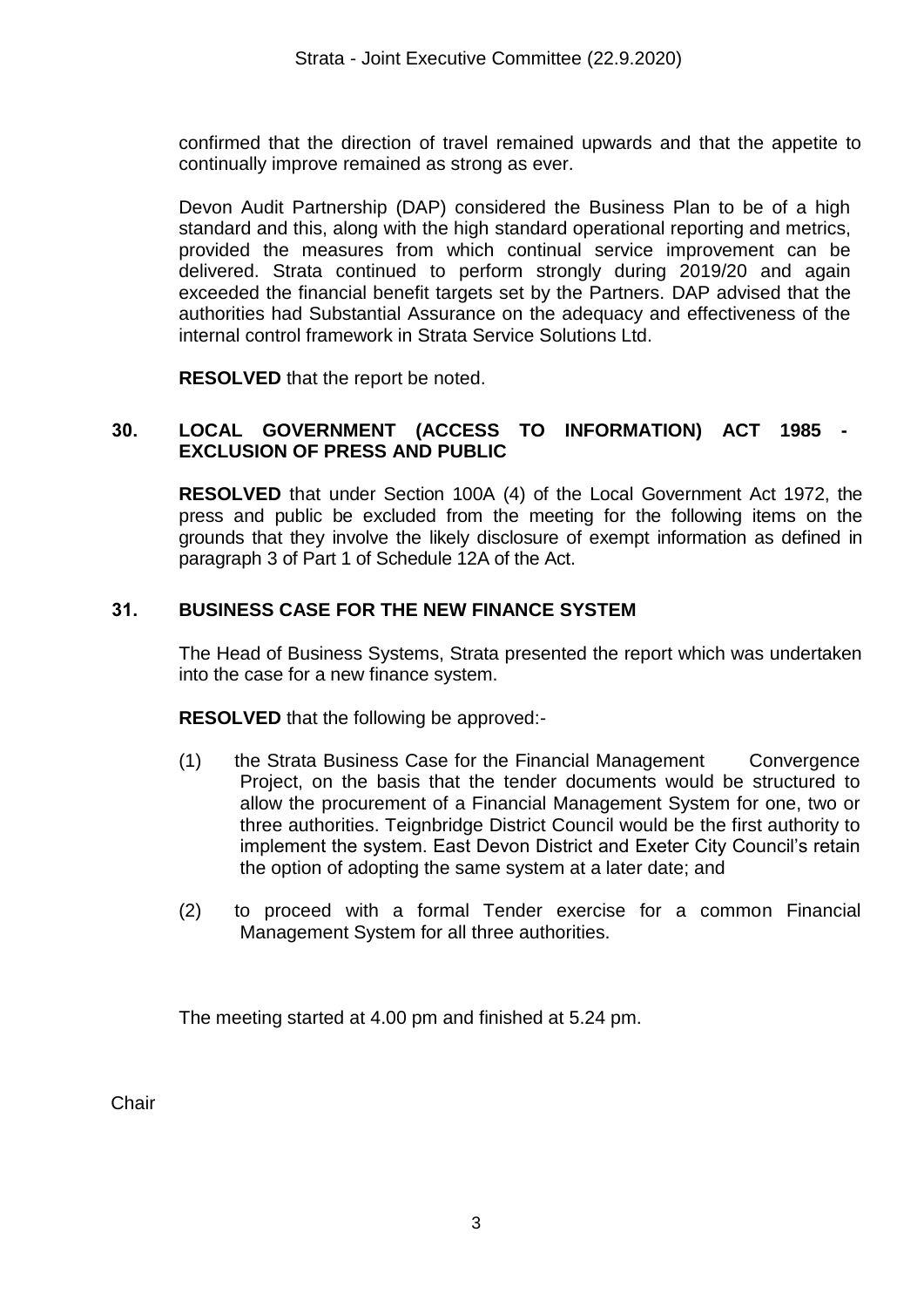confirmed that the direction of travel remained upwards and that the appetite to continually improve remained as strong as ever.

Devon Audit Partnership (DAP) considered the Business Plan to be of a high standard and this, along with the high standard operational reporting and metrics, provided the measures from which continual service improvement can be delivered. Strata continued to perform strongly during 2019/20 and again exceeded the financial benefit targets set by the Partners. DAP advised that the authorities had Substantial Assurance on the adequacy and effectiveness of the internal control framework in Strata Service Solutions Ltd.

**RESOLVED** that the report be noted.

## 30. LOCAL GOVERNMENT (ACCESS TO INFORMATION) ACT 1985 - EXCLUSION OF PRESS AND PUBLIC

**RESOLVED** that under Section 100A (4) of the Local Government Act 1972, the press and public be excluded from the meeting for the following items on the grounds that they involve the likely disclosure of exempt information as defined in paragraph 3 of Part 1 of Schedule 12A of the Act.

## 31. BUSINESS CASE FOR THE NEW FINANCE SYSTEM

The Head of Business Systems, Strata presented the report which was undertaken into the case for a new finance system.

**RESOLVED** that the following be approved:-

(1) the Strata Business Case for the Financial Management Convergence Project, on the basis that the tender documents would be structured to allow the procurement of a Financial Management System for one, two or three authorities. Teignbridge District Council would be the first authority to implement the system. East Devon District and Exeter City Council's retain the option of adopting the same system at a later date; and

(2) to proceed with a formal Tender exercise for a common Financial Management System for all three authorities.

The meeting started at 4.00 pm and finished at 5.24 pm.

Chair